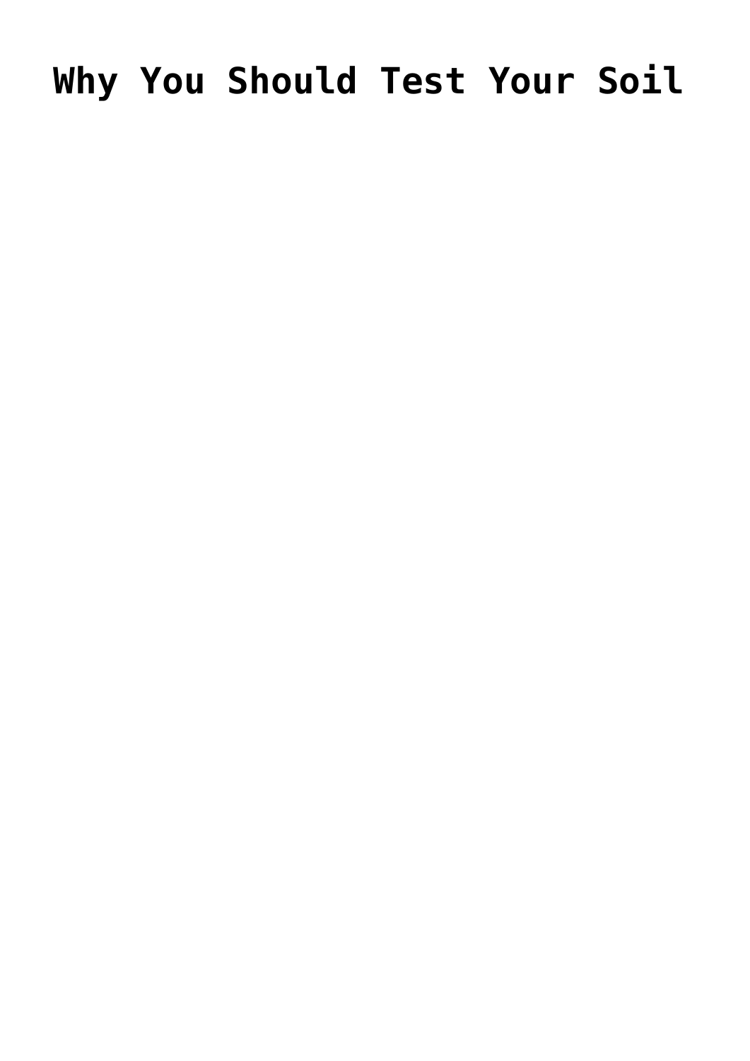# Why You Should Test Your Soil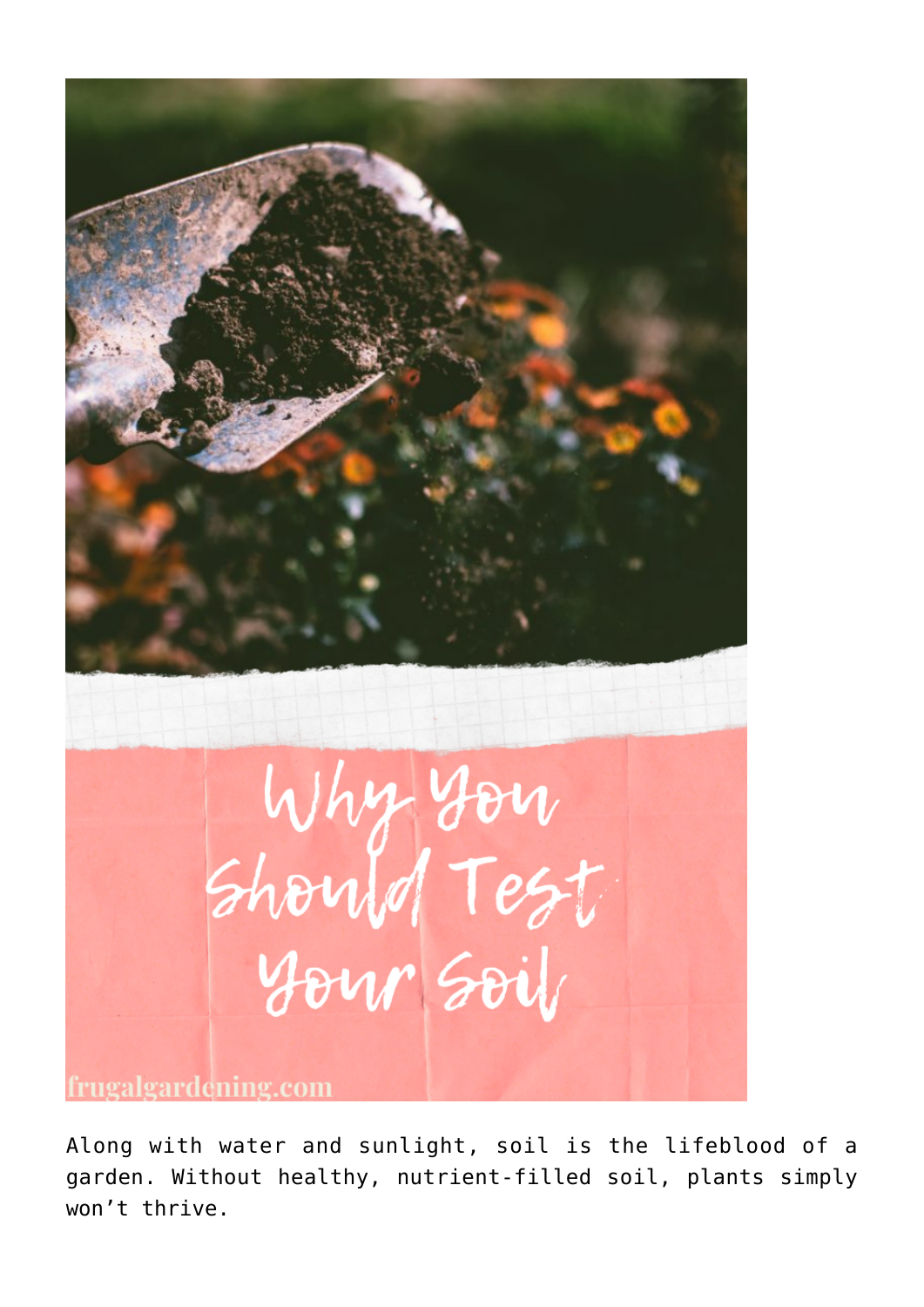Along with water and sunlight, soil is the lifeblood of a garden. Without healthy, nutrient-filled soil, plants simply won't thrive.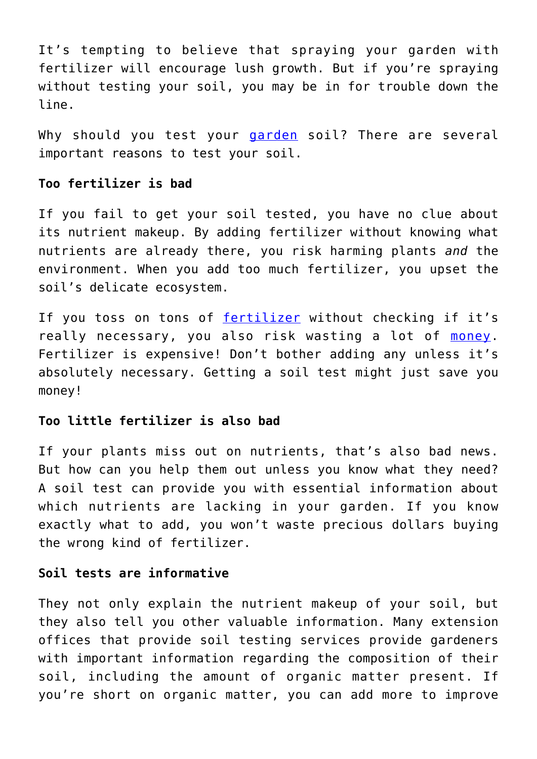It's tempting to believe that spraying your garden with fertilizer will encourage lush growth. But if you're spraying without testing your soil, you may be in for trouble down the line.

Why should you test your garden soil? There are several important reasons to test your soil.

**Too fertilizer is bad**

If you fail to get your soil tested, you have no clue about its nutrient makeup. By adding fertilizer without knowing what nutrients are already there, you risk harming plants *and* the environment. When you add too much fertilizer, you upset the soil's delicate ecosystem.

If you toss on tons of fertilizer without checking if it's really necessary, you also risk wasting a lot of money. Fertilizer is expensive! Don't bother adding any unless it's absolutely necessary. Getting a soil test might just save you money!

**Too little fertilizer is also bad**

If your plants miss out on nutrients, that's also bad news. But how can you help them out unless you know what they need? A soil test can provide you with essential information about which nutrients are lacking in your garden. If you know exactly what to add, you won't waste precious dollars buying the wrong kind of fertilizer.

**Soil tests are informative**

They not only explain the nutrient makeup of your soil, but they also tell you other valuable information. Many extension offices that provide soil testing services provide gardeners with important information regarding the composition of their soil, including the amount of organic matter present. If you're short on organic matter, you can add more to improve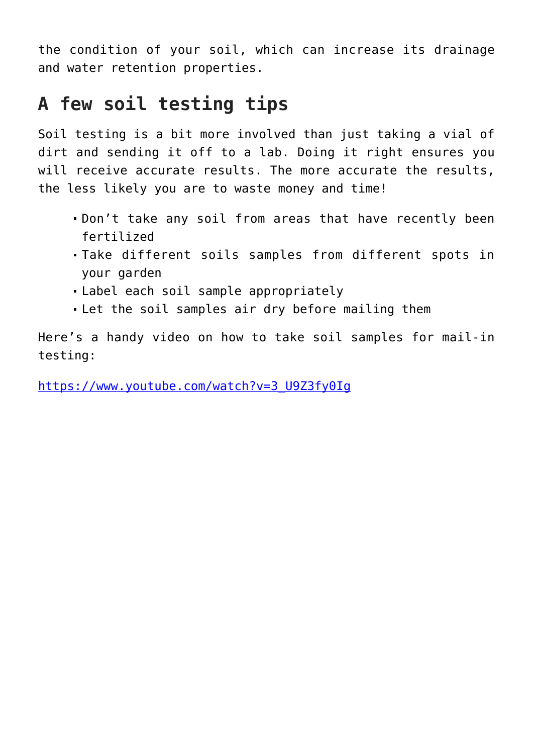the condition of your soil, which can increase its drainage and water retention properties.

## A few soil testing tips

Soil testing is a bit more involved than just taking a vial of dirt and sending it off to a lab. Doing it right ensures you will receive accurate results. The more accurate the results, the less likely you are to waste money and time!

- Don't take any soil from areas that have recently been fertilized
- Take different soils samples from different spots in your garden
- Label each soil sample appropriately
- Let the soil samples air dry before mailing them

Here's a handy video on how to take soil samples for mail-in testing:

https://www.youtube.com/watch?v=3_U9Z3fy0Ig